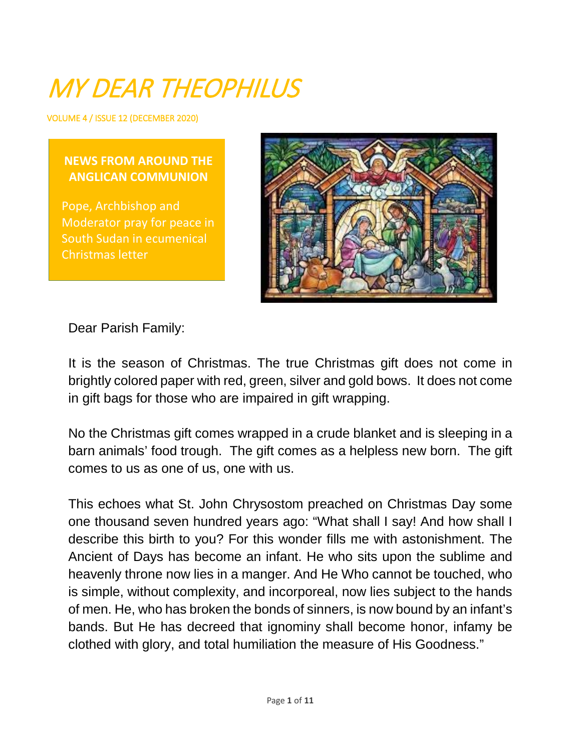# MY DEAR THEOPHILUS

VOLUME 4 / ISSUE 12 (DECEMBER 2020)

**NEWS FROM AROUND THE ANGLICAN COMMUNION**

Pope, Archbishop and Moderator pray for peace in South Sudan in ecumenical Christmas letter

Dear Parish Family:

It is the season of Christmas. The true Christmas gift does not come in brightly colored paper with red, green, silver and gold bows. It does not come in gift bags for those who are impaired in gift wrapping.

No the Christmas gift comes wrapped in a crude blanket and is sleeping in a barn animals' food trough. The gift comes as a helpless new born. The gift comes to us as one of us, one with us.

This echoes what St. John Chrysostom preached on Christmas Day some one thousand seven hundred years ago: "What shall I say! And how shall I describe this birth to you? For this wonder fills me with astonishment. The Ancient of Days has become an infant. He who sits upon the sublime and heavenly throne now lies in a manger. And He Who cannot be touched, who is simple, without complexity, and incorporeal, now lies subject to the hands of men. He, who has broken the bonds of sinners, is now bound by an infant's bands. But He has decreed that ignominy shall become honor, infamy be clothed with glory, and total humiliation the measure of His Goodness."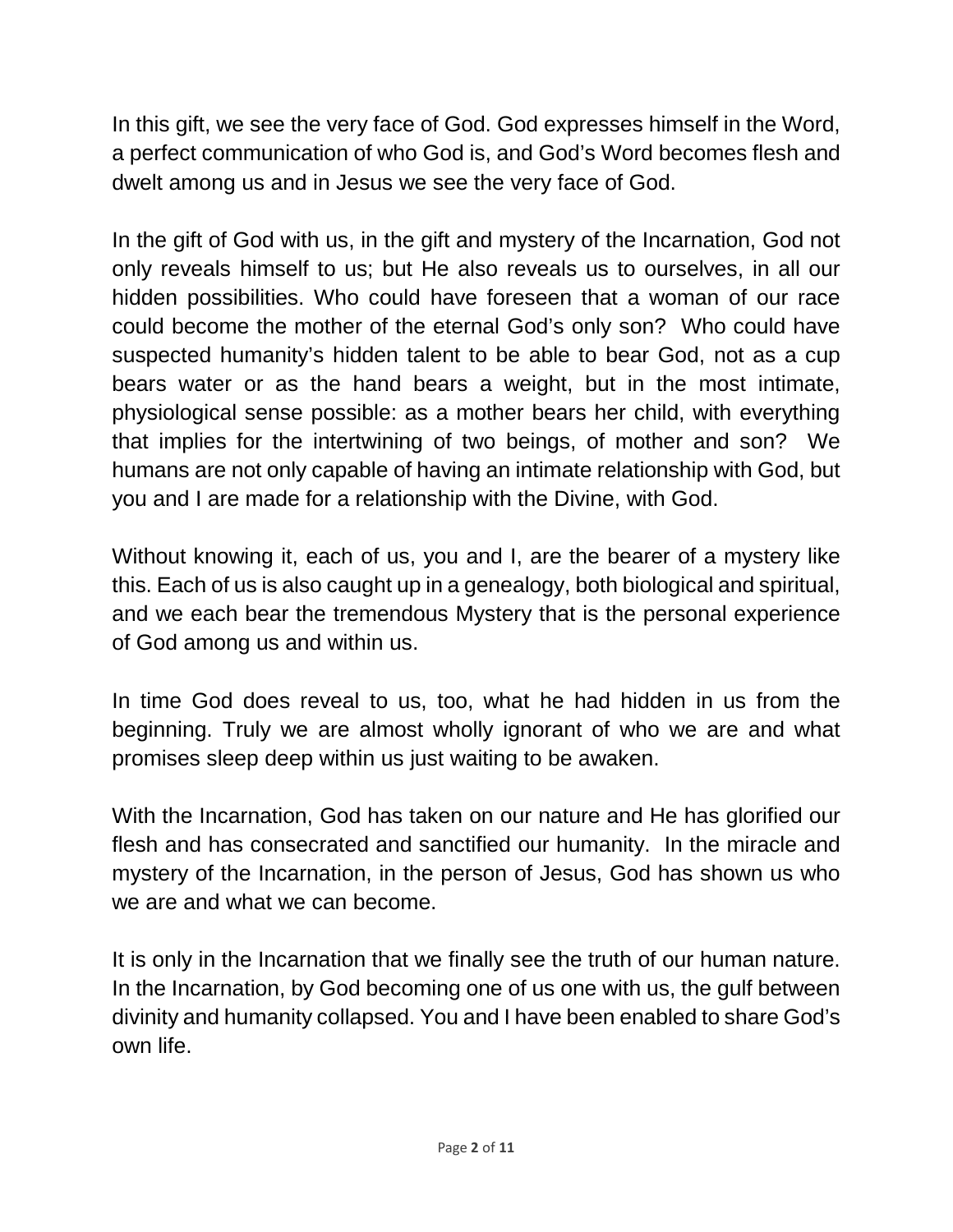In this gift, we see the very face of God. God expresses himself in the Word, a perfect communication of who God is, and God's Word becomes flesh and dwelt among us and in Jesus we see the very face of God.

In the gift of God with us, in the gift and mystery of the Incarnation, God not only reveals himself to us; but He also reveals us to ourselves, in all our hidden possibilities. Who could have foreseen that a woman of our race could become the mother of the eternal God's only son? Who could have suspected humanity's hidden talent to be able to bear God, not as a cup bears water or as the hand bears a weight, but in the most intimate, physiological sense possible: as a mother bears her child, with everything that implies for the intertwining of two beings, of mother and son? We humans are not only capable of having an intimate relationship with God, but you and I are made for a relationship with the Divine, with God.

Without knowing it, each of us, you and I, are the bearer of a mystery like this. Each of us is also caught up in a genealogy, both biological and spiritual, and we each bear the tremendous Mystery that is the personal experience of God among us and within us.

In time God does reveal to us, too, what he had hidden in us from the beginning. Truly we are almost wholly ignorant of who we are and what promises sleep deep within us just waiting to be awaken.

With the Incarnation, God has taken on our nature and He has glorified our flesh and has consecrated and sanctified our humanity. In the miracle and mystery of the Incarnation, in the person of Jesus, God has shown us who we are and what we can become.

It is only in the Incarnation that we finally see the truth of our human nature. In the Incarnation, by God becoming one of us one with us, the gulf between divinity and humanity collapsed. You and I have been enabled to share God's own life.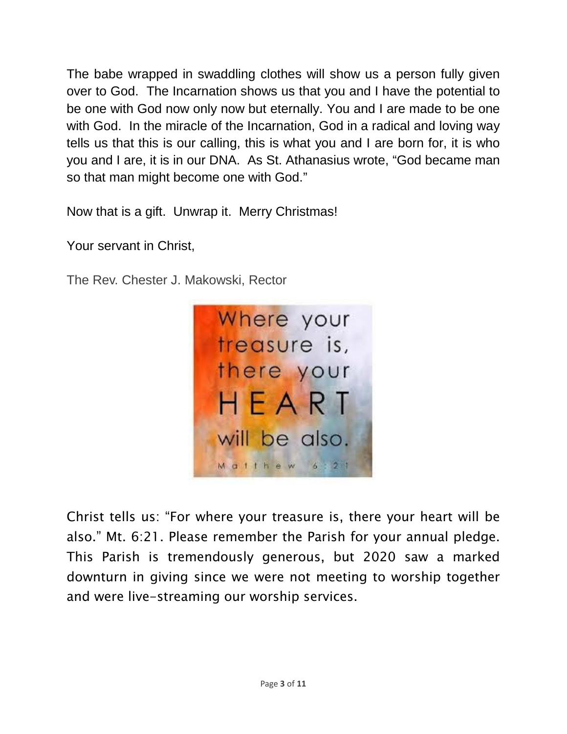The babe wrapped in swaddling clothes will show us a person fully given over to God. The Incarnation shows us that you and I have the potential to be one with God now only now but eternally. You and I are made to be one with God. In the miracle of the Incarnation, God in a radical and loving way tells us that this is our calling, this is what you and I are born for, it is who you and I are, it is in our DNA. As St. Athanasius wrote, "God became man so that man might become one with God."

Now that is a gift. Unwrap it. Merry Christmas!

Your servant in Christ,

The Rev. Chester J. Makowski, Rector

Where your treasure is, there your HEART will be also.
Matthew 6:21

Christ tells us: "For where your treasure is, there your heart will be also." Mt. 6:21. Please remember the Parish for your annual pledge. This Parish is tremendously generous, but 2020 saw a marked downturn in giving since we were not meeting to worship together and were live-streaming our worship services.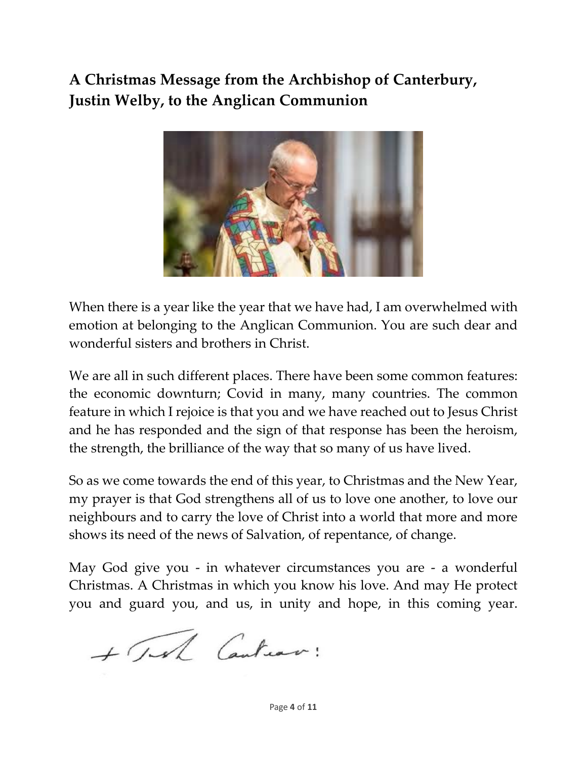## A Christmas Message from the Archbishop of Canterbury, Justin Welby, to the Anglican Communion

When there is a year like the year that we have had, I am overwhelmed with emotion at belonging to the Anglican Communion. You are such dear and wonderful sisters and brothers in Christ.

We are all in such different places. There have been some common features: the economic downturn; Covid in many, many countries. The common feature in which I rejoice is that you and we have reached out to Jesus Christ and he has responded and the sign of that response has been the heroism, the strength, the brilliance of the way that so many of us have lived.

So as we come towards the end of this year, to Christmas and the New Year, my prayer is that God strengthens all of us to love one another, to love our neighbours and to carry the love of Christ into a world that more and more shows its need of the news of Salvation, of repentance, of change.

May God give you - in whatever circumstances you are - a wonderful Christmas. A Christmas in which you know his love. And may He protect you and guard you, and us, in unity and hope, in this coming year.

+ Justin Cantuar: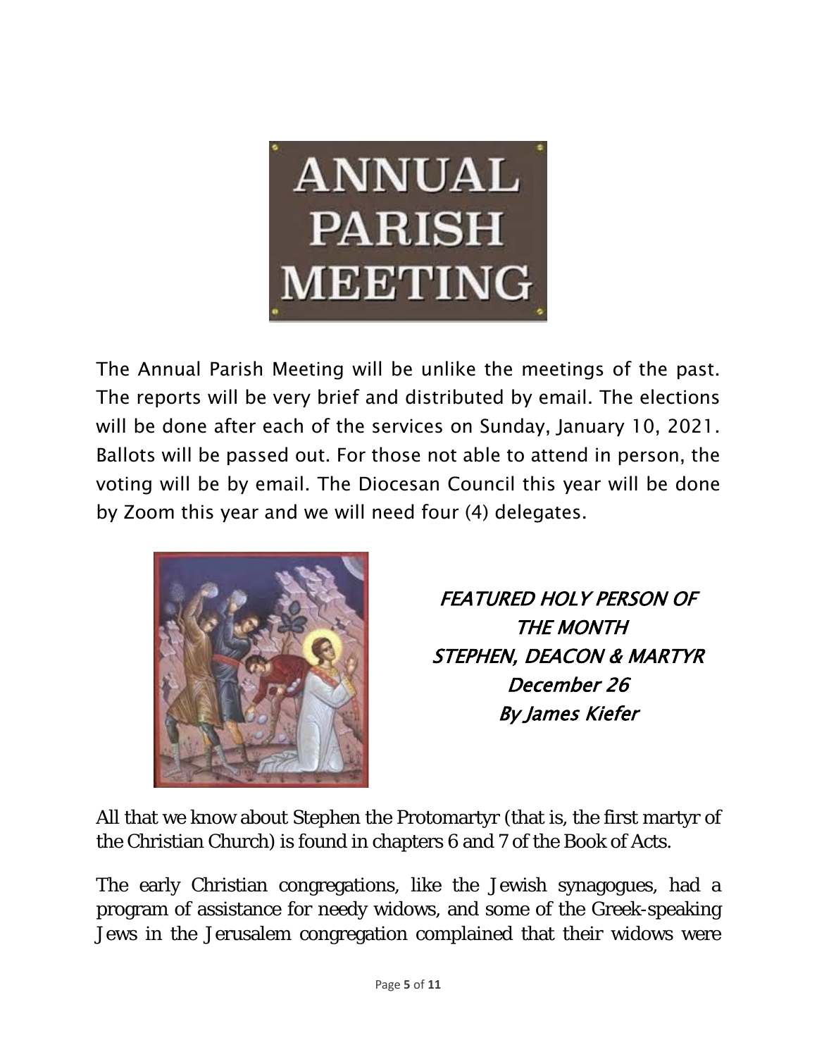# ANNUAL PARISH MEETING

The Annual Parish Meeting will be unlike the meetings of the past. The reports will be very brief and distributed by email. The elections will be done after each of the services on Sunday, January 10, 2021. Ballots will be passed out. For those not able to attend in person, the voting will be by email. The Diocesan Council this year will be done by Zoom this year and we will need four (4) delegates.

## *FEATURED HOLY PERSON OF THE MONTH*
## *STEPHEN, DEACON & MARTYR*
*December 26*

*By James Kiefer*

All that we know about Stephen the Protomartyr (that is, the first martyr of the Christian Church) is found in chapters 6 and 7 of the Book of Acts.

The early Christian congregations, like the Jewish synagogues, had a program of assistance for needy widows, and some of the Greek-speaking Jews in the Jerusalem congregation complained that their widows were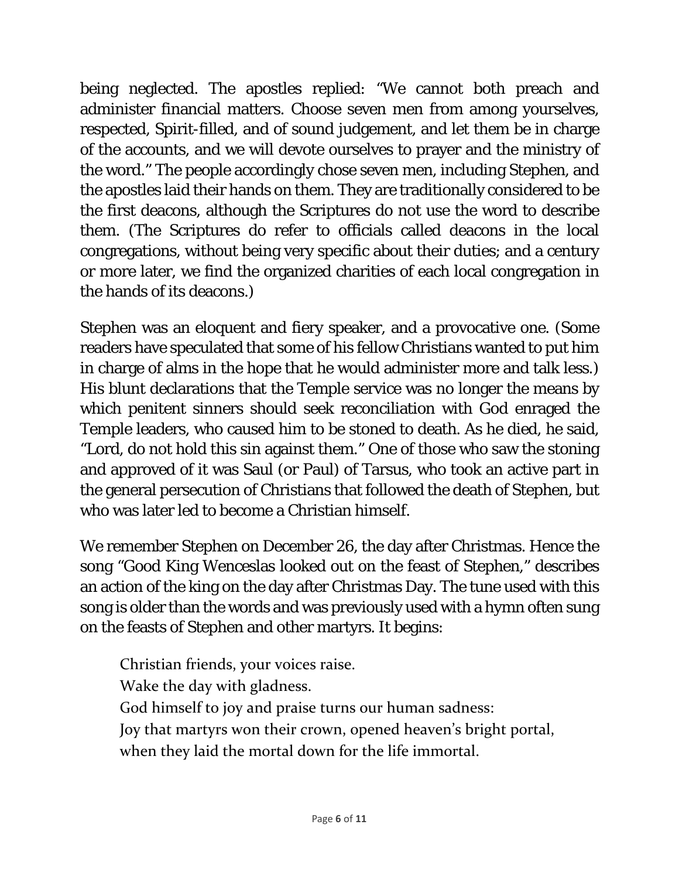being neglected. The apostles replied: "We cannot both preach and administer financial matters. Choose seven men from among yourselves, respected, Spirit-filled, and of sound judgement, and let them be in charge of the accounts, and we will devote ourselves to prayer and the ministry of the word." The people accordingly chose seven men, including Stephen, and the apostles laid their hands on them. They are traditionally considered to be the first deacons, although the Scriptures do not use the word to describe them. (The Scriptures do refer to officials called deacons in the local congregations, without being very specific about their duties; and a century or more later, we find the organized charities of each local congregation in the hands of its deacons.)

Stephen was an eloquent and fiery speaker, and a provocative one. (Some readers have speculated that some of his fellow Christians wanted to put him in charge of alms in the hope that he would administer more and talk less.) His blunt declarations that the Temple service was no longer the means by which penitent sinners should seek reconciliation with God enraged the Temple leaders, who caused him to be stoned to death. As he died, he said, "Lord, do not hold this sin against them." One of those who saw the stoning and approved of it was Saul (or Paul) of Tarsus, who took an active part in the general persecution of Christians that followed the death of Stephen, but who was later led to become a Christian himself.

We remember Stephen on December 26, the day after Christmas. Hence the song "Good King Wenceslas looked out on the feast of Stephen," describes an action of the king on the day after Christmas Day. The tune used with this song is older than the words and was previously used with a hymn often sung on the feasts of Stephen and other martyrs. It begins:

> Christian friends, your voices raise.
> Wake the day with gladness.
> God himself to joy and praise turns our human sadness:
> Joy that martyrs won their crown, opened heaven's bright portal,
> when they laid the mortal down for the life immortal.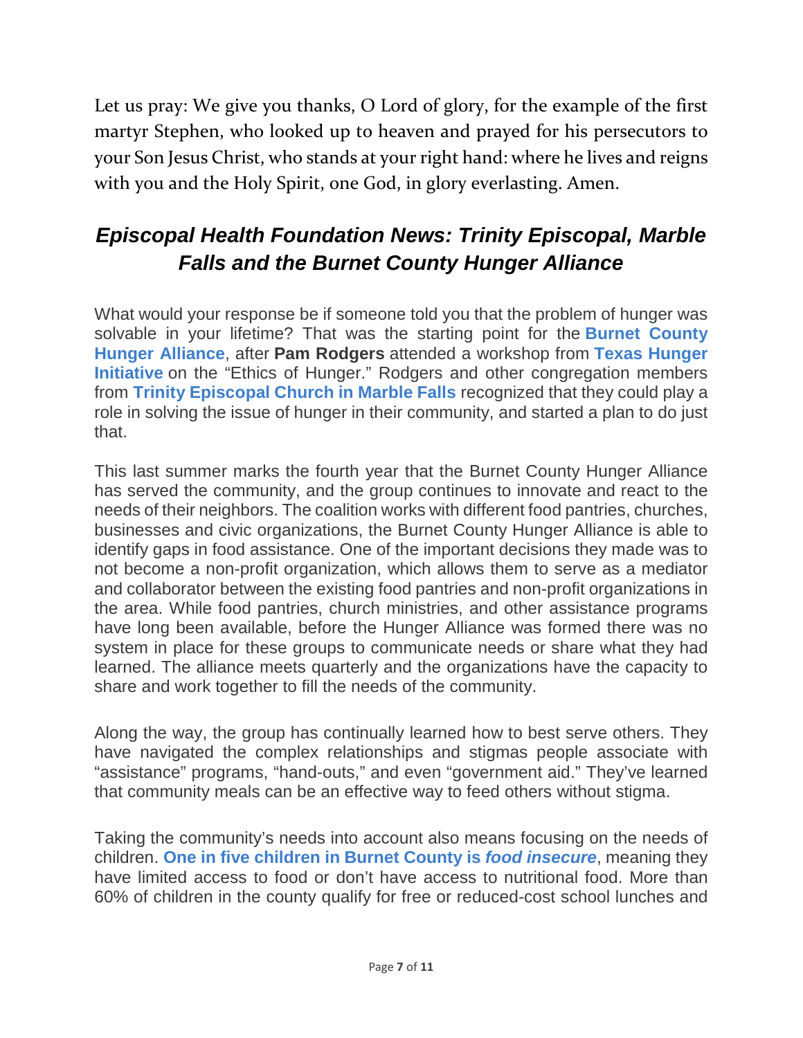Let us pray: We give you thanks, O Lord of glory, for the example of the first martyr Stephen, who looked up to heaven and prayed for his persecutors to your Son Jesus Christ, who stands at your right hand: where he lives and reigns with you and the Holy Spirit, one God, in glory everlasting. Amen.

## *Episcopal Health Foundation News: Trinity Episcopal, Marble Falls and the Burnet County Hunger Alliance*

What would your response be if someone told you that the problem of hunger was solvable in your lifetime? That was the starting point for the **Burnet County Hunger Alliance**, after **Pam Rodgers** attended a workshop from **Texas Hunger Initiative** on the "Ethics of Hunger." Rodgers and other congregation members from **Trinity Episcopal Church in Marble Falls** recognized that they could play a role in solving the issue of hunger in their community, and started a plan to do just that.

This last summer marks the fourth year that the Burnet County Hunger Alliance has served the community, and the group continues to innovate and react to the needs of their neighbors. The coalition works with different food pantries, churches, businesses and civic organizations, the Burnet County Hunger Alliance is able to identify gaps in food assistance. One of the important decisions they made was to not become a non-profit organization, which allows them to serve as a mediator and collaborator between the existing food pantries and non-profit organizations in the area. While food pantries, church ministries, and other assistance programs have long been available, before the Hunger Alliance was formed there was no system in place for these groups to communicate needs or share what they had learned. The alliance meets quarterly and the organizations have the capacity to share and work together to fill the needs of the community.

Along the way, the group has continually learned how to best serve others. They have navigated the complex relationships and stigmas people associate with "assistance" programs, "hand-outs," and even "government aid." They've learned that community meals can be an effective way to feed others without stigma.

Taking the community's needs into account also means focusing on the needs of children. **One in five children in Burnet County is *food insecure***, meaning they have limited access to food or don't have access to nutritional food. More than 60% of children in the county qualify for free or reduced-cost school lunches and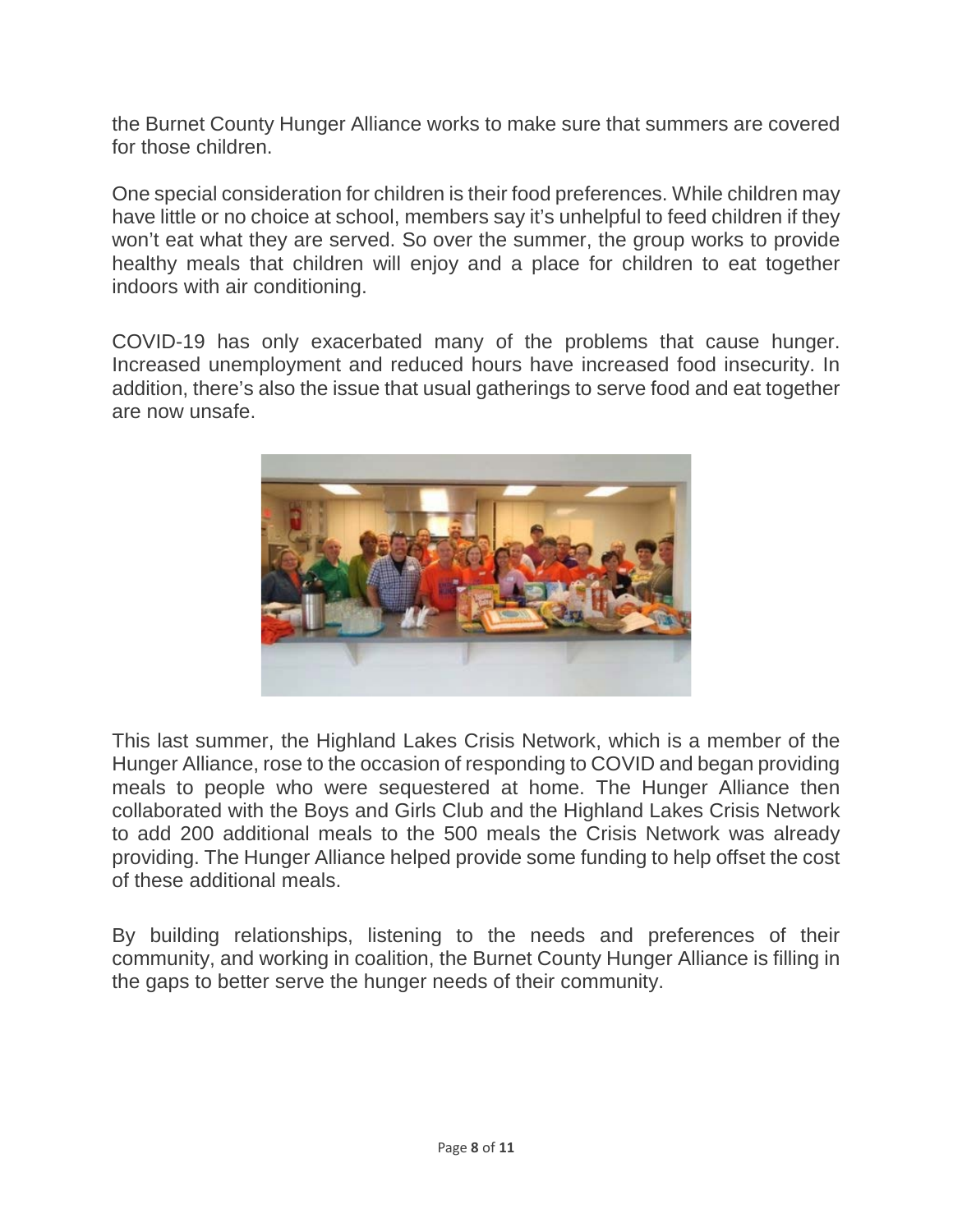the Burnet County Hunger Alliance works to make sure that summers are covered for those children.

One special consideration for children is their food preferences. While children may have little or no choice at school, members say it's unhelpful to feed children if they won't eat what they are served. So over the summer, the group works to provide healthy meals that children will enjoy and a place for children to eat together indoors with air conditioning.

COVID-19 has only exacerbated many of the problems that cause hunger. Increased unemployment and reduced hours have increased food insecurity. In addition, there's also the issue that usual gatherings to serve food and eat together are now unsafe.

This last summer, the Highland Lakes Crisis Network, which is a member of the Hunger Alliance, rose to the occasion of responding to COVID and began providing meals to people who were sequestered at home. The Hunger Alliance then collaborated with the Boys and Girls Club and the Highland Lakes Crisis Network to add 200 additional meals to the 500 meals the Crisis Network was already providing. The Hunger Alliance helped provide some funding to help offset the cost of these additional meals.

By building relationships, listening to the needs and preferences of their community, and working in coalition, the Burnet County Hunger Alliance is filling in the gaps to better serve the hunger needs of their community.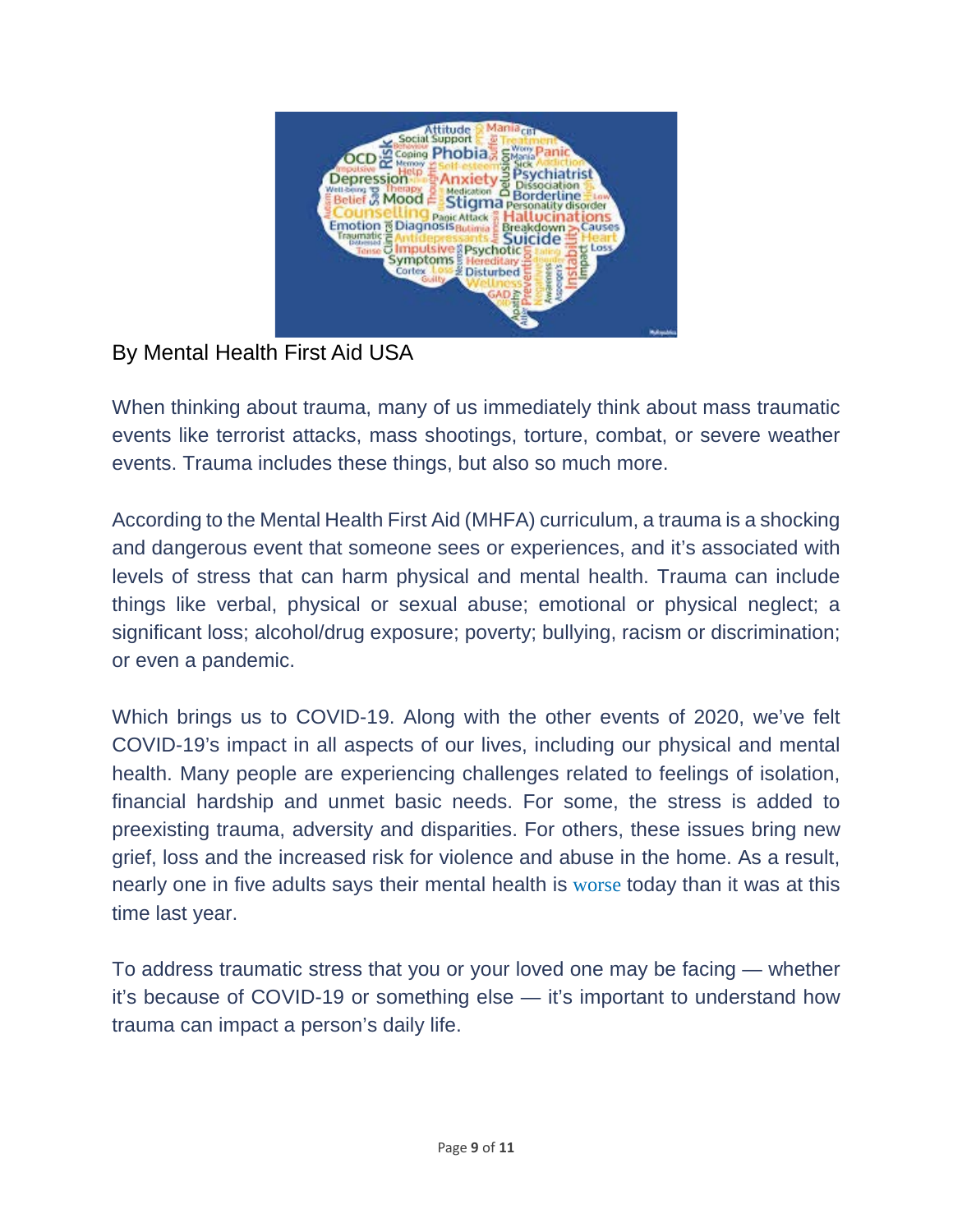By Mental Health First Aid USA

When thinking about trauma, many of us immediately think about mass traumatic events like terrorist attacks, mass shootings, torture, combat, or severe weather events. Trauma includes these things, but also so much more.

According to the Mental Health First Aid (MHFA) curriculum, a trauma is a shocking and dangerous event that someone sees or experiences, and it's associated with levels of stress that can harm physical and mental health. Trauma can include things like verbal, physical or sexual abuse; emotional or physical neglect; a significant loss; alcohol/drug exposure; poverty; bullying, racism or discrimination; or even a pandemic.

Which brings us to COVID-19. Along with the other events of 2020, we've felt COVID-19's impact in all aspects of our lives, including our physical and mental health. Many people are experiencing challenges related to feelings of isolation, financial hardship and unmet basic needs. For some, the stress is added to preexisting trauma, adversity and disparities. For others, these issues bring new grief, loss and the increased risk for violence and abuse in the home. As a result, nearly one in five adults says their mental health is worse today than it was at this time last year.

To address traumatic stress that you or your loved one may be facing — whether it's because of COVID-19 or something else — it's important to understand how trauma can impact a person's daily life.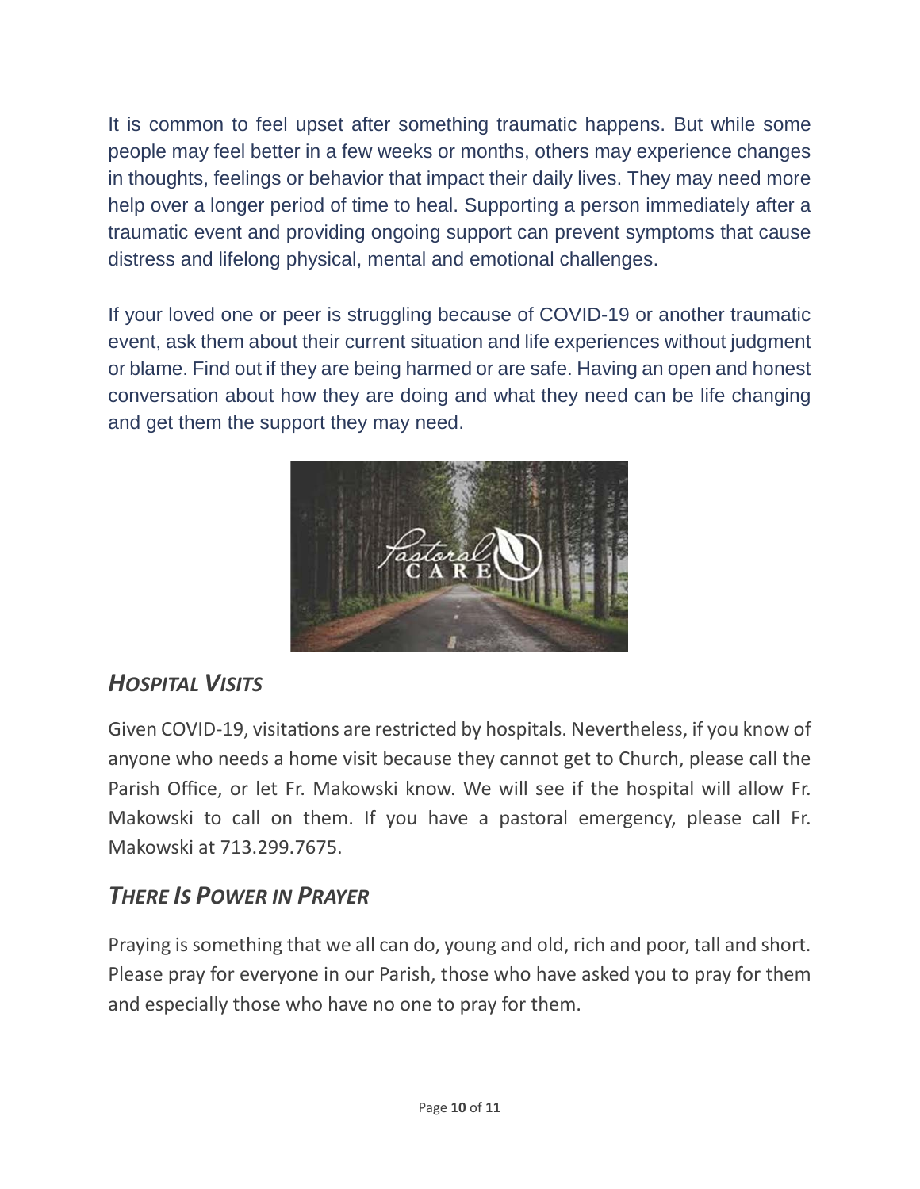It is common to feel upset after something traumatic happens. But while some people may feel better in a few weeks or months, others may experience changes in thoughts, feelings or behavior that impact their daily lives. They may need more help over a longer period of time to heal. Supporting a person immediately after a traumatic event and providing ongoing support can prevent symptoms that cause distress and lifelong physical, mental and emotional challenges.

If your loved one or peer is struggling because of COVID-19 or another traumatic event, ask them about their current situation and life experiences without judgment or blame. Find out if they are being harmed or are safe. Having an open and honest conversation about how they are doing and what they need can be life changing and get them the support they may need.

## *Hospital Visits*

Given COVID-19, visitations are restricted by hospitals. Nevertheless, if you know of anyone who needs a home visit because they cannot get to Church, please call the Parish Office, or let Fr. Makowski know. We will see if the hospital will allow Fr. Makowski to call on them. If you have a pastoral emergency, please call Fr. Makowski at 713.299.7675.

## *There Is Power in Prayer*

Praying is something that we all can do, young and old, rich and poor, tall and short. Please pray for everyone in our Parish, those who have asked you to pray for them and especially those who have no one to pray for them.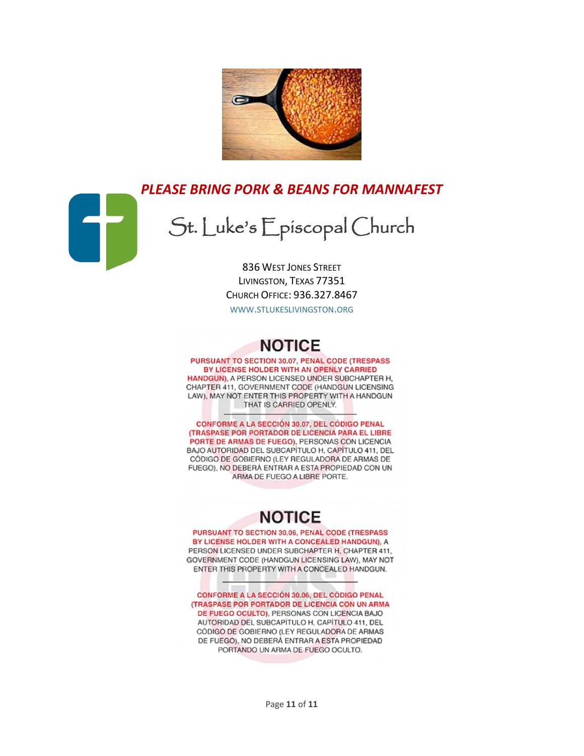***PLEASE BRING PORK & BEANS FOR MANNAFEST***

# St. Luke's Episcopal Church

836 West Jones Street
Livingston, Texas 77351
Church Office: 936.327.8467
WWW.STLUKESLIVINGSTON.ORG

## NOTICE

**PURSUANT TO SECTION 30.07, PENAL CODE (TRESPASS BY LICENSE HOLDER WITH AN OPENLY CARRIED HANDGUN),** A PERSON LICENSED UNDER SUBCHAPTER H, CHAPTER 411, GOVERNMENT CODE (HANDGUN LICENSING LAW), MAY NOT ENTER THIS PROPERTY WITH A HANDGUN THAT IS CARRIED OPENLY.

---

**CONFORME A LA SECCIÓN 30.07, DEL CÓDIGO PENAL (TRASPASE POR PORTADOR DE LICENCIA PARA EL LIBRE PORTE DE ARMAS DE FUEGO),** PERSONAS CON LICENCIA BAJO AUTORIDAD DEL SUBCAPÍTULO H, CAPÍTULO 411, DEL CÓDIGO DE GOBIERNO (LEY REGULADORA DE ARMAS DE FUEGO), NO DEBERÁ ENTRAR A ESTA PROPIEDAD CON UN ARMA DE FUEGO A LIBRE PORTE.

## NOTICE

**PURSUANT TO SECTION 30.06, PENAL CODE (TRESPASS BY LICENSE HOLDER WITH A CONCEALED HANDGUN),** A PERSON LICENSED UNDER SUBCHAPTER H, CHAPTER 411, GOVERNMENT CODE (HANDGUN LICENSING LAW), MAY NOT ENTER THIS PROPERTY WITH A CONCEALED HANDGUN.

---

**CONFORME A LA SECCIÓN 30.06, DEL CÓDIGO PENAL (TRASPASE POR PORTADOR DE LICENCIA CON UN ARMA DE FUEGO OCULTO),** PERSONAS CON LICENCIA BAJO AUTORIDAD DEL SUBCAPÍTULO H, CAPÍTULO 411, DEL CÓDIGO DE GOBIERNO (LEY REGULADORA DE ARMAS DE FUEGO), NO DEBERÁ ENTRAR A ESTA PROPIEDAD PORTANDO UN ARMA DE FUEGO OCULTO.